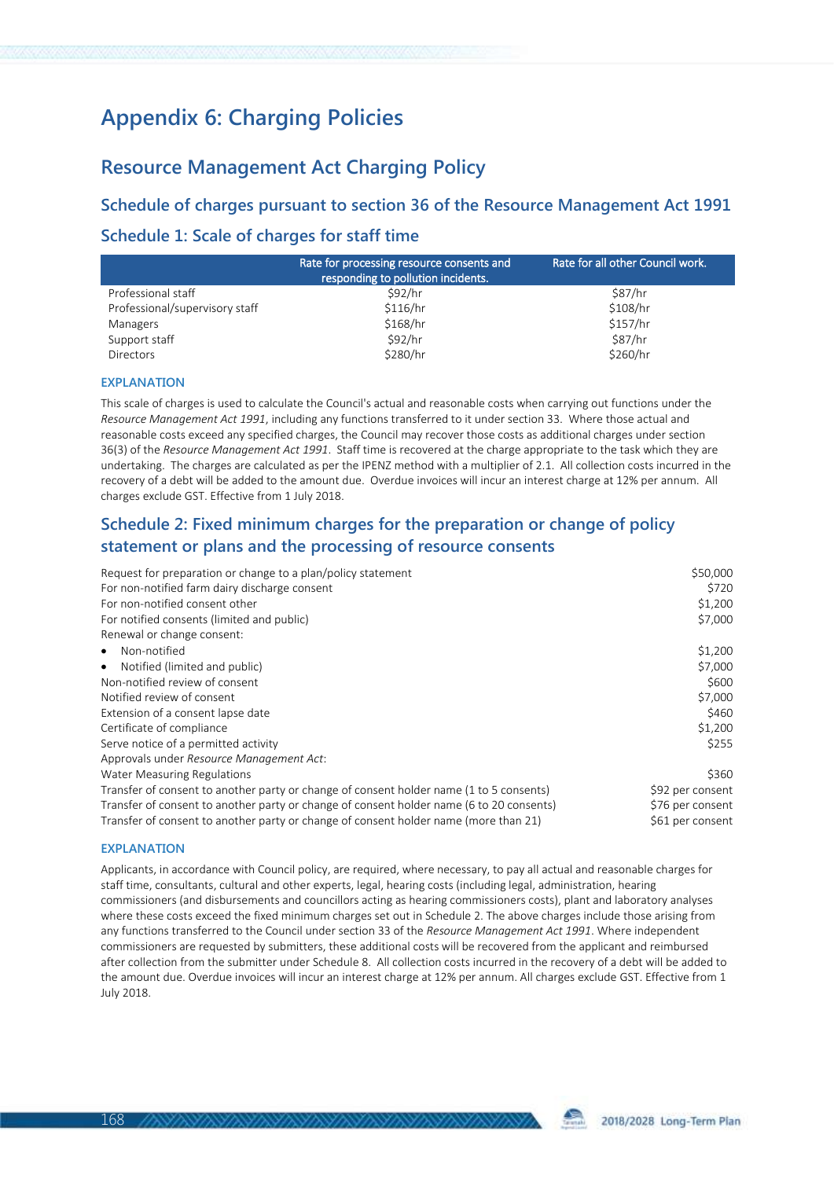# Appendix 6: Charging Policies

## Resource Management Act Charging Policy

### Schedule of charges pursuant to section 36 of the Resource Management Act 1991

### Schedule 1: Scale of charges for staff time

| | Rate for processing resource consents and responding to pollution incidents. | Rate for all other Council work. |
|---|---|---|
| Professional staff | $92/hr | $87/hr |
| Professional/supervisory staff | $116/hr | $108/hr |
| Managers | $168/hr | $157/hr |
| Support staff | $92/hr | $87/hr |
| Directors | $280/hr | $260/hr |

#### EXPLANATION

This scale of charges is used to calculate the Council's actual and reasonable costs when carrying out functions under the *Resource Management Act 1991*, including any functions transferred to it under section 33. Where those actual and reasonable costs exceed any specified charges, the Council may recover those costs as additional charges under section 36(3) of the *Resource Management Act 1991*. Staff time is recovered at the charge appropriate to the task which they are undertaking. The charges are calculated as per the IPENZ method with a multiplier of 2.1. All collection costs incurred in the recovery of a debt will be added to the amount due. Overdue invoices will incur an interest charge at 12% per annum. All charges exclude GST. Effective from 1 July 2018.

### Schedule 2: Fixed minimum charges for the preparation or change of policy statement or plans and the processing of resource consents

| | |
|---|---|
| Request for preparation or change to a plan/policy statement | $50,000 |
| For non-notified farm dairy discharge consent | $720 |
| For non-notified consent other | $1,200 |
| For notified consents (limited and public) | $7,000 |
| Renewal or change consent: | |
| • Non-notified | $1,200 |
| • Notified (limited and public) | $7,000 |
| Non-notified review of consent | $600 |
| Notified review of consent | $7,000 |
| Extension of a consent lapse date | $460 |
| Certificate of compliance | $1,200 |
| Serve notice of a permitted activity | $255 |
| Approvals under *Resource Management Act*: | |
| Water Measuring Regulations | $360 |
| Transfer of consent to another party or change of consent holder name (1 to 5 consents) | $92 per consent |
| Transfer of consent to another party or change of consent holder name (6 to 20 consents) | $76 per consent |
| Transfer of consent to another party or change of consent holder name (more than 21) | $61 per consent |

#### EXPLANATION

Applicants, in accordance with Council policy, are required, where necessary, to pay all actual and reasonable charges for staff time, consultants, cultural and other experts, legal, hearing costs (including legal, administration, hearing commissioners (and disbursements and councillors acting as hearing commissioners costs), plant and laboratory analyses where these costs exceed the fixed minimum charges set out in Schedule 2. The above charges include those arising from any functions transferred to the Council under section 33 of the *Resource Management Act 1991*. Where independent commissioners are requested by submitters, these additional costs will be recovered from the applicant and reimbursed after collection from the submitter under Schedule 8. All collection costs incurred in the recovery of a debt will be added to the amount due. Overdue invoices will incur an interest charge at 12% per annum. All charges exclude GST. Effective from 1 July 2018.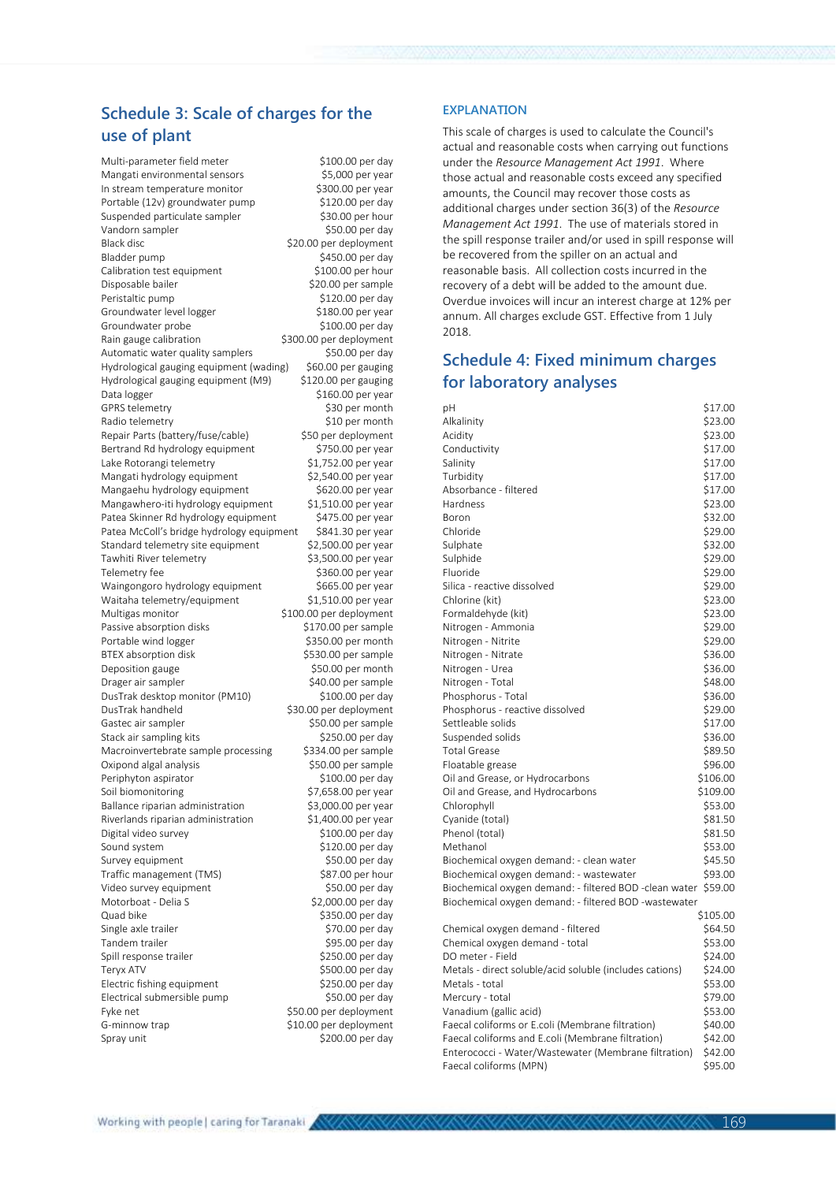## Schedule 3: Scale of charges for the use of plant

| Item | Charge |
|---|---|
| Multi-parameter field meter | $100.00 per day |
| Mangati environmental sensors | $5,000 per year |
| In stream temperature monitor | $300.00 per year |
| Portable (12v) groundwater pump | $120.00 per day |
| Suspended particulate sampler | $30.00 per hour |
| Vandorn sampler | $50.00 per day |
| Black disc | $20.00 per deployment |
| Bladder pump | $450.00 per day |
| Calibration test equipment | $100.00 per hour |
| Disposable bailer | $20.00 per sample |
| Peristaltic pump | $120.00 per day |
| Groundwater level logger | $180.00 per year |
| Groundwater probe | $100.00 per day |
| Rain gauge calibration | $300.00 per deployment |
| Automatic water quality samplers | $50.00 per day |
| Hydrological gauging equipment (wading) | $60.00 per gauging |
| Hydrological gauging equipment (M9) | $120.00 per gauging |
| Data logger | $160.00 per year |
| GPRS telemetry | $30 per month |
| Radio telemetry | $10 per month |
| Repair Parts (battery/fuse/cable) | $50 per deployment |
| Bertrand Rd hydrology equipment | $750.00 per year |
| Lake Rotorangi telemetry | $1,752.00 per year |
| Mangati hydrology equipment | $2,540.00 per year |
| Mangaehu hydrology equipment | $620.00 per year |
| Mangawhero-iti hydrology equipment | $1,510.00 per year |
| Patea Skinner Rd hydrology equipment | $475.00 per year |
| Patea McColl's bridge hydrology equipment | $841.30 per year |
| Standard telemetry site equipment | $2,500.00 per year |
| Tawhiti River telemetry | $3,500.00 per year |
| Telemetry fee | $360.00 per year |
| Waingongoro hydrology equipment | $665.00 per year |
| Waitaha telemetry/equipment | $1,510.00 per year |
| Multigas monitor | $100.00 per deployment |
| Passive absorption disks | $170.00 per sample |
| Portable wind logger | $350.00 per month |
| BTEX absorption disk | $530.00 per sample |
| Deposition gauge | $50.00 per month |
| Drager air sampler | $40.00 per sample |
| DusTrak desktop monitor (PM10) | $100.00 per day |
| DusTrak handheld | $30.00 per deployment |
| Gastec air sampler | $50.00 per sample |
| Stack air sampling kits | $250.00 per day |
| Macroinvertebrate sample processing | $334.00 per sample |
| Oxipond algal analysis | $50.00 per sample |
| Periphyton aspirator | $100.00 per day |
| Soil biomonitoring | $7,658.00 per year |
| Ballance riparian administration | $3,000.00 per year |
| Riverlands riparian administration | $1,400.00 per year |
| Digital video survey | $100.00 per day |
| Sound system | $120.00 per day |
| Survey equipment | $50.00 per day |
| Traffic management (TMS) | $87.00 per hour |
| Video survey equipment | $50.00 per day |
| Motorboat - Delia S | $2,000.00 per day |
| Quad bike | $350.00 per day |
| Single axle trailer | $70.00 per day |
| Tandem trailer | $95.00 per day |
| Spill response trailer | $250.00 per day |
| Teryx ATV | $500.00 per day |
| Electric fishing equipment | $250.00 per day |
| Electrical submersible pump | $50.00 per day |
| Fyke net | $50.00 per deployment |
| G-minnow trap | $10.00 per deployment |
| Spray unit | $200.00 per day |

### EXPLANATION

This scale of charges is used to calculate the Council's actual and reasonable costs when carrying out functions under the *Resource Management Act 1991*. Where those actual and reasonable costs exceed any specified amounts, the Council may recover those costs as additional charges under section 36(3) of the *Resource Management Act 1991*. The use of materials stored in the spill response trailer and/or used in spill response will be recovered from the spiller on an actual and reasonable basis. All collection costs incurred in the recovery of a debt will be added to the amount due. Overdue invoices will incur an interest charge at 12% per annum. All charges exclude GST. Effective from 1 July 2018.

## Schedule 4: Fixed minimum charges for laboratory analyses

| Analysis | Charge |
|---|---|
| pH | $17.00 |
| Alkalinity | $23.00 |
| Acidity | $23.00 |
| Conductivity | $17.00 |
| Salinity | $17.00 |
| Turbidity | $17.00 |
| Absorbance - filtered | $17.00 |
| Hardness | $23.00 |
| Boron | $32.00 |
| Chloride | $29.00 |
| Sulphate | $32.00 |
| Sulphide | $29.00 |
| Fluoride | $29.00 |
| Silica - reactive dissolved | $29.00 |
| Chlorine (kit) | $23.00 |
| Formaldehyde (kit) | $23.00 |
| Nitrogen - Ammonia | $29.00 |
| Nitrogen - Nitrite | $29.00 |
| Nitrogen - Nitrate | $36.00 |
| Nitrogen - Urea | $36.00 |
| Nitrogen - Total | $48.00 |
| Phosphorus - Total | $36.00 |
| Phosphorus - reactive dissolved | $29.00 |
| Settleable solids | $17.00 |
| Suspended solids | $36.00 |
| Total Grease | $89.50 |
| Floatable grease | $96.00 |
| Oil and Grease, or Hydrocarbons | $106.00 |
| Oil and Grease, and Hydrocarbons | $109.00 |
| Chlorophyll | $53.00 |
| Cyanide (total) | $81.50 |
| Phenol (total) | $81.50 |
| Methanol | $53.00 |
| Biochemical oxygen demand: - clean water | $45.50 |
| Biochemical oxygen demand: - wastewater | $93.00 |
| Biochemical oxygen demand: - filtered BOD -clean water | $59.00 |
| Biochemical oxygen demand: - filtered BOD -wastewater | $105.00 |
| Chemical oxygen demand - filtered | $64.50 |
| Chemical oxygen demand - total | $53.00 |
| DO meter - Field | $24.00 |
| Metals - direct soluble/acid soluble (includes cations) | $24.00 |
| Metals - total | $53.00 |
| Mercury - total | $79.00 |
| Vanadium (gallic acid) | $53.00 |
| Faecal coliforms or E.coli (Membrane filtration) | $40.00 |
| Faecal coliforms and E.coli (Membrane filtration) | $42.00 |
| Enterococci - Water/Wastewater (Membrane filtration) | $42.00 |
| Faecal coliforms (MPN) | $95.00 |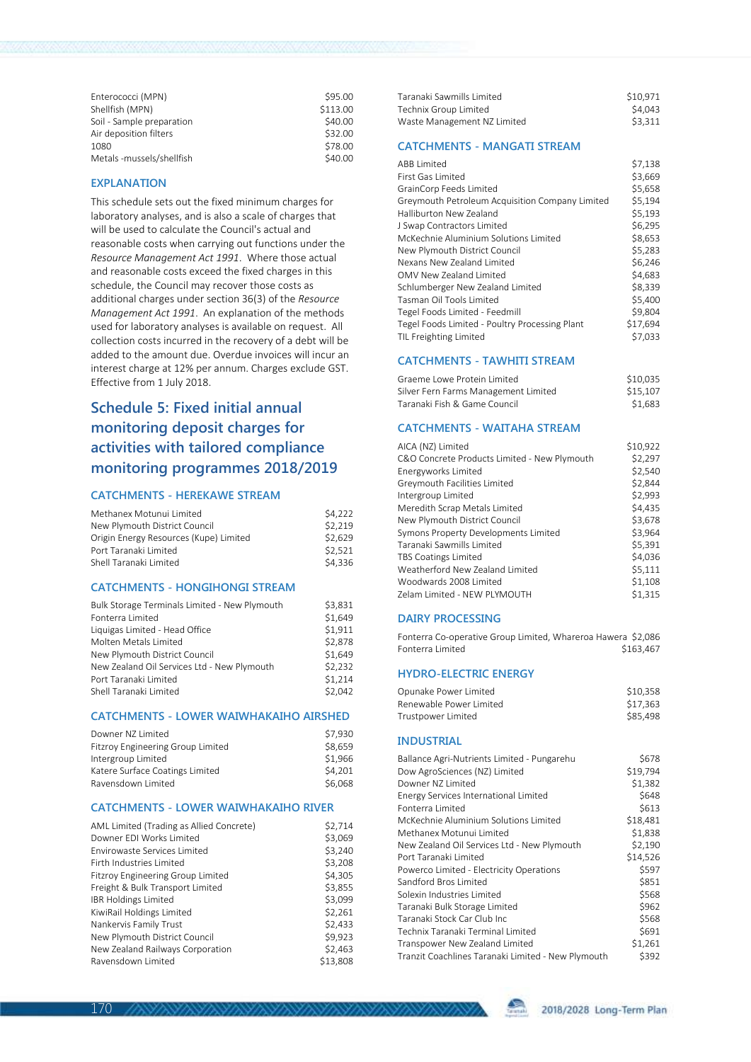| | |
|---|---|
| Enterococci (MPN) | $95.00 |
| Shellfish (MPN) | $113.00 |
| Soil - Sample preparation | $40.00 |
| Air deposition filters | $32.00 |
| 1080 | $78.00 |
| Metals -mussels/shellfish | $40.00 |

### EXPLANATION

This schedule sets out the fixed minimum charges for laboratory analyses, and is also a scale of charges that will be used to calculate the Council's actual and reasonable costs when carrying out functions under the *Resource Management Act 1991*. Where those actual and reasonable costs exceed the fixed charges in this schedule, the Council may recover those costs as additional charges under section 36(3) of the *Resource Management Act 1991*. An explanation of the methods used for laboratory analyses is available on request. All collection costs incurred in the recovery of a debt will be added to the amount due. Overdue invoices will incur an interest charge at 12% per annum. Charges exclude GST. Effective from 1 July 2018.

## Schedule 5: Fixed initial annual monitoring deposit charges for activities with tailored compliance monitoring programmes 2018/2019

### CATCHMENTS - HEREKAWE STREAM

| | |
|---|---|
| Methanex Motunui Limited | $4,222 |
| New Plymouth District Council | $2,219 |
| Origin Energy Resources (Kupe) Limited | $2,629 |
| Port Taranaki Limited | $2,521 |
| Shell Taranaki Limited | $4,336 |

### CATCHMENTS - HONGIHONGI STREAM

| | |
|---|---|
| Bulk Storage Terminals Limited - New Plymouth | $3,831 |
| Fonterra Limited | $1,649 |
| Liquigas Limited - Head Office | $1,911 |
| Molten Metals Limited | $2,878 |
| New Plymouth District Council | $1,649 |
| New Zealand Oil Services Ltd - New Plymouth | $2,232 |
| Port Taranaki Limited | $1,214 |
| Shell Taranaki Limited | $2,042 |

### CATCHMENTS - LOWER WAIWHAKAIHO AIRSHED

| | |
|---|---|
| Downer NZ Limited | $7,930 |
| Fitzroy Engineering Group Limited | $8,659 |
| Intergroup Limited | $1,966 |
| Katere Surface Coatings Limited | $4,201 |
| Ravensdown Limited | $6,068 |

### CATCHMENTS - LOWER WAIWHAKAIHO RIVER

| | |
|---|---|
| AML Limited (Trading as Allied Concrete) | $2,714 |
| Downer EDI Works Limited | $3,069 |
| Envirowaste Services Limited | $3,240 |
| Firth Industries Limited | $3,208 |
| Fitzroy Engineering Group Limited | $4,305 |
| Freight & Bulk Transport Limited | $3,855 |
| IBR Holdings Limited | $3,099 |
| KiwiRail Holdings Limited | $2,261 |
| Nankervis Family Trust | $2,433 |
| New Plymouth District Council | $9,923 |
| New Zealand Railways Corporation | $2,463 |
| Ravensdown Limited | $13,808 |
| Taranaki Sawmills Limited | $10,971 |
| Technix Group Limited | $4,043 |
| Waste Management NZ Limited | $3,311 |

### CATCHMENTS - MANGATI STREAM

| | |
|---|---|
| ABB Limited | $7,138 |
| First Gas Limited | $3,669 |
| GrainCorp Feeds Limited | $5,658 |
| Greymouth Petroleum Acquisition Company Limited | $5,194 |
| Halliburton New Zealand | $5,193 |
| J Swap Contractors Limited | $6,295 |
| McKechnie Aluminium Solutions Limited | $8,653 |
| New Plymouth District Council | $5,283 |
| Nexans New Zealand Limited | $6,246 |
| OMV New Zealand Limited | $4,683 |
| Schlumberger New Zealand Limited | $8,339 |
| Tasman Oil Tools Limited | $5,400 |
| Tegel Foods Limited - Feedmill | $9,804 |
| Tegel Foods Limited - Poultry Processing Plant | $17,694 |
| TIL Freighting Limited | $7,033 |

### CATCHMENTS - TAWHITI STREAM

| | |
|---|---|
| Graeme Lowe Protein Limited | $10,035 |
| Silver Fern Farms Management Limited | $15,107 |
| Taranaki Fish & Game Council | $1,683 |

### CATCHMENTS - WAITAHA STREAM

| | |
|---|---|
| AICA (NZ) Limited | $10,922 |
| C&O Concrete Products Limited - New Plymouth | $2,297 |
| Energyworks Limited | $2,540 |
| Greymouth Facilities Limited | $2,844 |
| Intergroup Limited | $2,993 |
| Meredith Scrap Metals Limited | $4,435 |
| New Plymouth District Council | $3,678 |
| Symons Property Developments Limited | $3,964 |
| Taranaki Sawmills Limited | $5,391 |
| TBS Coatings Limited | $4,036 |
| Weatherford New Zealand Limited | $5,111 |
| Woodwards 2008 Limited | $1,108 |
| Zelam Limited - NEW PLYMOUTH | $1,315 |

### DAIRY PROCESSING

| | |
|---|---|
| Fonterra Co-operative Group Limited, Whareroa Hawera | $2,086 |
| Fonterra Limited | $163,467 |

### HYDRO-ELECTRIC ENERGY

| | |
|---|---|
| Opunake Power Limited | $10,358 |
| Renewable Power Limited | $17,363 |
| Trustpower Limited | $85,498 |

### INDUSTRIAL

| | |
|---|---|
| Ballance Agri-Nutrients Limited - Pungarehu | $678 |
| Dow AgroSciences (NZ) Limited | $19,794 |
| Downer NZ Limited | $1,382 |
| Energy Services International Limited | $648 |
| Fonterra Limited | $613 |
| McKechnie Aluminium Solutions Limited | $18,481 |
| Methanex Motunui Limited | $1,838 |
| New Zealand Oil Services Ltd - New Plymouth | $2,190 |
| Port Taranaki Limited | $14,526 |
| Powerco Limited - Electricity Operations | $597 |
| Sandford Bros Limited | $851 |
| Solexin Industries Limited | $568 |
| Taranaki Bulk Storage Limited | $962 |
| Taranaki Stock Car Club Inc | $568 |
| Technix Taranaki Terminal Limited | $691 |
| Transpower New Zealand Limited | $1,261 |
| Tranzit Coachlines Taranaki Limited - New Plymouth | $392 |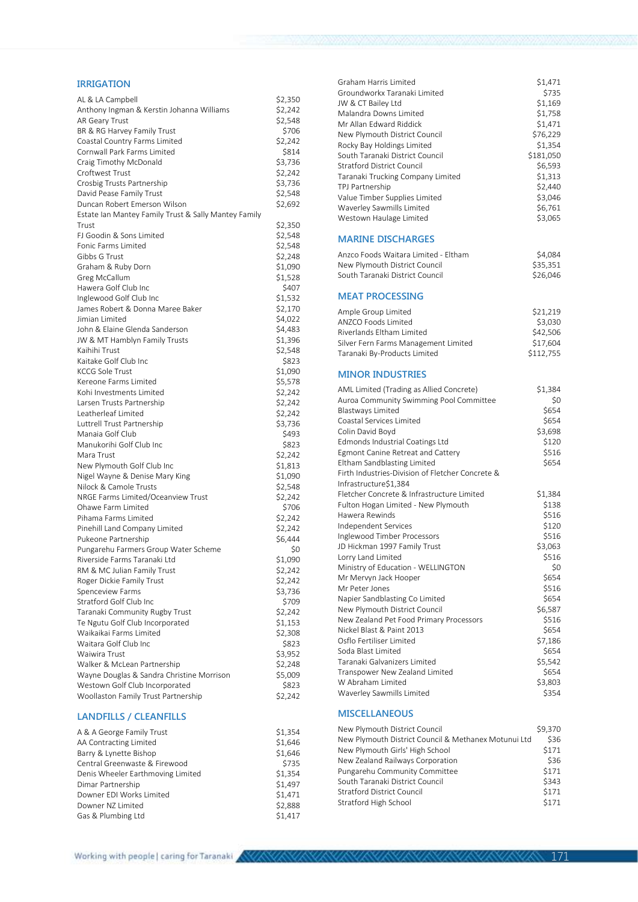## IRRIGATION

| | |
|---|---|
| AL & LA Campbell | $2,350 |
| Anthony Ingman & Kerstin Johanna Williams | $2,242 |
| AR Geary Trust | $2,548 |
| BR & RG Harvey Family Trust | $706 |
| Coastal Country Farms Limited | $2,242 |
| Cornwall Park Farms Limited | $814 |
| Craig Timothy McDonald | $3,736 |
| Croftwest Trust | $2,242 |
| Crosbig Trusts Partnership | $3,736 |
| David Pease Family Trust | $2,548 |
| Duncan Robert Emerson Wilson | $2,692 |
| Estate Ian Mantey Family Trust & Sally Mantey Family Trust | $2,350 |
| FJ Goodin & Sons Limited | $2,548 |
| Fonic Farms Limited | $2,548 |
| Gibbs G Trust | $2,248 |
| Graham & Ruby Dorn | $1,090 |
| Greg McCallum | $1,528 |
| Hawera Golf Club Inc | $407 |
| Inglewood Golf Club Inc | $1,532 |
| James Robert & Donna Maree Baker | $2,170 |
| Jimian Limited | $4,022 |
| John & Elaine Glenda Sanderson | $4,483 |
| JW & MT Hamblyn Family Trusts | $1,396 |
| Kaihihi Trust | $2,548 |
| Kaitake Golf Club Inc | $823 |
| KCCG Sole Trust | $1,090 |
| Kereone Farms Limited | $5,578 |
| Kohi Investments Limited | $2,242 |
| Larsen Trusts Partnership | $2,242 |
| Leatherleaf Limited | $2,242 |
| Luttrell Trust Partnership | $3,736 |
| Manaia Golf Club | $493 |
| Manukorihi Golf Club Inc | $823 |
| Mara Trust | $2,242 |
| New Plymouth Golf Club Inc | $1,813 |
| Nigel Wayne & Denise Mary King | $1,090 |
| Nilock & Camole Trusts | $2,548 |
| NRGE Farms Limited/Oceanview Trust | $2,242 |
| Ohawe Farm Limited | $706 |
| Pihama Farms Limited | $2,242 |
| Pinehill Land Company Limited | $2,242 |
| Pukeone Partnership | $6,444 |
| Pungarehu Farmers Group Water Scheme | $0 |
| Riverside Farms Taranaki Ltd | $1,090 |
| RM & MC Julian Family Trust | $2,242 |
| Roger Dickie Family Trust | $2,242 |
| Spenceview Farms | $3,736 |
| Stratford Golf Club Inc | $709 |
| Taranaki Community Rugby Trust | $2,242 |
| Te Ngutu Golf Club Incorporated | $1,153 |
| Waikaikai Farms Limited | $2,308 |
| Waitara Golf Club Inc | $823 |
| Waiwira Trust | $3,952 |
| Walker & McLean Partnership | $2,248 |
| Wayne Douglas & Sandra Christine Morrison | $5,009 |
| Westown Golf Club Incorporated | $823 |
| Woollaston Family Trust Partnership | $2,242 |

## LANDFILLS / CLEANFILLS

| | |
|---|---|
| A & A George Family Trust | $1,354 |
| AA Contracting Limited | $1,646 |
| Barry & Lynette Bishop | $1,646 |
| Central Greenwaste & Firewood | $735 |
| Denis Wheeler Earthmoving Limited | $1,354 |
| Dimar Partnership | $1,497 |
| Downer EDI Works Limited | $1,471 |
| Downer NZ Limited | $2,888 |
| Gas & Plumbing Ltd | $1,417 |
| Graham Harris Limited | $1,471 |
| Groundworkx Taranaki Limited | $735 |
| JW & CT Bailey Ltd | $1,169 |
| Malandra Downs Limited | $1,758 |
| Mr Allan Edward Riddick | $1,471 |
| New Plymouth District Council | $76,229 |
| Rocky Bay Holdings Limited | $1,354 |
| South Taranaki District Council | $181,050 |
| Stratford District Council | $6,593 |
| Taranaki Trucking Company Limited | $1,313 |
| TPJ Partnership | $2,440 |
| Value Timber Supplies Limited | $3,046 |
| Waverley Sawmills Limited | $6,761 |
| Westown Haulage Limited | $3,065 |

## MARINE DISCHARGES

| | |
|---|---|
| Anzco Foods Waitara Limited - Eltham | $4,084 |
| New Plymouth District Council | $35,351 |
| South Taranaki District Council | $26,046 |

## MEAT PROCESSING

| | |
|---|---|
| Ample Group Limited | $21,219 |
| ANZCO Foods Limited | $3,030 |
| Riverlands Eltham Limited | $42,506 |
| Silver Fern Farms Management Limited | $17,604 |
| Taranaki By-Products Limited | $112,755 |

## MINOR INDUSTRIES

| | |
|---|---|
| AML Limited (Trading as Allied Concrete) | $1,384 |
| Auroa Community Swimming Pool Committee | $0 |
| Blastways Limited | $654 |
| Coastal Services Limited | $654 |
| Colin David Boyd | $3,698 |
| Edmonds Industrial Coatings Ltd | $120 |
| Egmont Canine Retreat and Cattery | $516 |
| Eltham Sandblasting Limited | $654 |
| Firth Industries-Division of Fletcher Concrete & Infrastructure | $1,384 |
| Fletcher Concrete & Infrastructure Limited | $1,384 |
| Fulton Hogan Limited - New Plymouth | $138 |
| Hawera Rewinds | $516 |
| Independent Services | $120 |
| Inglewood Timber Processors | $516 |
| JD Hickman 1997 Family Trust | $3,063 |
| Lorry Land Limited | $516 |
| Ministry of Education - WELLINGTON | $0 |
| Mr Mervyn Jack Hooper | $654 |
| Mr Peter Jones | $516 |
| Napier Sandblasting Co Limited | $654 |
| New Plymouth District Council | $6,587 |
| New Zealand Pet Food Primary Processors | $516 |
| Nickel Blast & Paint 2013 | $654 |
| Oslfo Fertiliser Limited | $7,186 |
| Soda Blast Limited | $654 |
| Taranaki Galvanizers Limited | $5,542 |
| Transpower New Zealand Limited | $654 |
| W Abraham Limited | $3,803 |
| Waverley Sawmills Limited | $354 |

## MISCELLANEOUS

| | |
|---|---|
| New Plymouth District Council | $9,370 |
| New Plymouth District Council & Methanex Motunui Ltd | $36 |
| New Plymouth Girls' High School | $171 |
| New Zealand Railways Corporation | $36 |
| Pungarehu Community Committee | $171 |
| South Taranaki District Council | $343 |
| Stratford District Council | $171 |
| Stratford High School | $171 |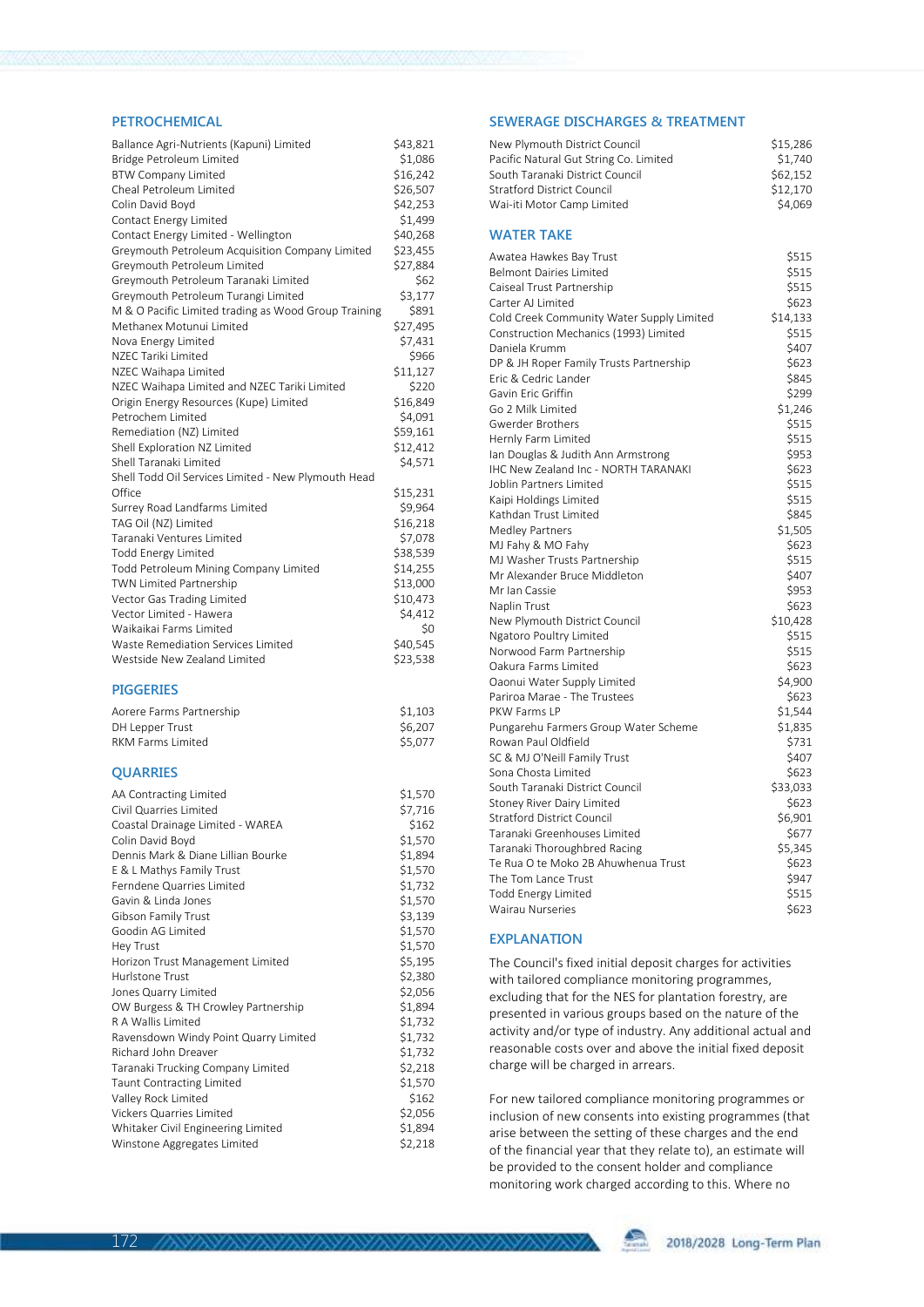## PETROCHEMICAL

| | |
|---|---|
| Ballance Agri-Nutrients (Kapuni) Limited | $43,821 |
| Bridge Petroleum Limited | $1,086 |
| BTW Company Limited | $16,242 |
| Cheal Petroleum Limited | $26,507 |
| Colin David Boyd | $42,253 |
| Contact Energy Limited | $1,499 |
| Contact Energy Limited - Wellington | $40,268 |
| Greymouth Petroleum Acquisition Company Limited | $23,455 |
| Greymouth Petroleum Limited | $27,884 |
| Greymouth Petroleum Taranaki Limited | $62 |
| Greymouth Petroleum Turangi Limited | $3,177 |
| M & O Pacific Limited trading as Wood Group Training | $891 |
| Methanex Motunui Limited | $27,495 |
| Nova Energy Limited | $7,431 |
| NZEC Tariki Limited | $966 |
| NZEC Waihapa Limited | $11,127 |
| NZEC Waihapa Limited and NZEC Tariki Limited | $220 |
| Origin Energy Resources (Kupe) Limited | $16,849 |
| Petrochem Limited | $4,091 |
| Remediation (NZ) Limited | $59,161 |
| Shell Exploration NZ Limited | $12,412 |
| Shell Taranaki Limited | $4,571 |
| Shell Todd Oil Services Limited - New Plymouth Head Office | $15,231 |
| Surrey Road Landfarms Limited | $9,964 |
| TAG Oil (NZ) Limited | $16,218 |
| Taranaki Ventures Limited | $7,078 |
| Todd Energy Limited | $38,539 |
| Todd Petroleum Mining Company Limited | $14,255 |
| TWN Limited Partnership | $13,000 |
| Vector Gas Trading Limited | $10,473 |
| Vector Limited - Hawera | $4,412 |
| Waikaikai Farms Limited | $0 |
| Waste Remediation Services Limited | $40,545 |
| Westside New Zealand Limited | $23,538 |

## PIGGERIES

| | |
|---|---|
| Aorere Farms Partnership | $1,103 |
| DH Lepper Trust | $6,207 |
| RKM Farms Limited | $5,077 |

## QUARRIES

| | |
|---|---|
| AA Contracting Limited | $1,570 |
| Civil Quarries Limited | $7,716 |
| Coastal Drainage Limited - WAREA | $162 |
| Colin David Boyd | $1,570 |
| Dennis Mark & Diane Lillian Bourke | $1,894 |
| E & L Mathys Family Trust | $1,570 |
| Ferndene Quarries Limited | $1,732 |
| Gavin & Linda Jones | $1,570 |
| Gibson Family Trust | $3,139 |
| Goodin AG Limited | $1,570 |
| Hey Trust | $1,570 |
| Horizon Trust Management Limited | $5,195 |
| Hurlstone Trust | $2,380 |
| Jones Quarry Limited | $2,056 |
| OW Burgess & TH Crowley Partnership | $1,894 |
| R A Wallis Limited | $1,732 |
| Ravensdown Windy Point Quarry Limited | $1,732 |
| Richard John Dreaver | $1,732 |
| Taranaki Trucking Company Limited | $2,218 |
| Taunt Contracting Limited | $1,570 |
| Valley Rock Limited | $162 |
| Vickers Quarries Limited | $2,056 |
| Whitaker Civil Engineering Limited | $1,894 |
| Winstone Aggregates Limited | $2,218 |

## SEWERAGE DISCHARGES & TREATMENT

| | |
|---|---|
| New Plymouth District Council | $15,286 |
| Pacific Natural Gut String Co. Limited | $1,740 |
| South Taranaki District Council | $62,152 |
| Stratford District Council | $12,170 |
| Wai-iti Motor Camp Limited | $4,069 |

## WATER TAKE

| | |
|---|---|
| Awatea Hawkes Bay Trust | $515 |
| Belmont Dairies Limited | $515 |
| Caiseal Trust Partnership | $515 |
| Carter AJ Limited | $623 |
| Cold Creek Community Water Supply Limited | $14,133 |
| Construction Mechanics (1993) Limited | $515 |
| Daniela Krumm | $407 |
| DP & JH Roper Family Trusts Partnership | $623 |
| Eric & Cedric Lander | $845 |
| Gavin Eric Griffin | $299 |
| Go 2 Milk Limited | $1,246 |
| Gwerder Brothers | $515 |
| Hernly Farm Limited | $515 |
| Ian Douglas & Judith Ann Armstrong | $953 |
| IHC New Zealand Inc - NORTH TARANAKI | $623 |
| Joblin Partners Limited | $515 |
| Kaipi Holdings Limited | $515 |
| Kathdan Trust Limited | $845 |
| Medley Partners | $1,505 |
| MJ Fahy & MO Fahy | $623 |
| MJ Washer Trusts Partnership | $515 |
| Mr Alexander Bruce Middleton | $407 |
| Mr Ian Cassie | $953 |
| Naplin Trust | $623 |
| New Plymouth District Council | $10,428 |
| Ngatoro Poultry Limited | $515 |
| Norwood Farm Partnership | $515 |
| Oakura Farms Limited | $623 |
| Oaonui Water Supply Limited | $4,900 |
| Pariroa Marae - The Trustees | $623 |
| PKW Farms LP | $1,544 |
| Pungarehu Farmers Group Water Scheme | $1,835 |
| Rowan Paul Oldfield | $731 |
| SC & MJ O'Neill Family Trust | $407 |
| Sona Chosta Limited | $623 |
| South Taranaki District Council | $33,033 |
| Stoney River Dairy Limited | $623 |
| Stratford District Council | $6,901 |
| Taranaki Greenhouses Limited | $677 |
| Taranaki Thoroughbred Racing | $5,345 |
| Te Rua O te Moko 2B Ahuwhenua Trust | $623 |
| The Tom Lance Trust | $947 |
| Todd Energy Limited | $515 |
| Wairau Nurseries | $623 |

## EXPLANATION

The Council's fixed initial deposit charges for activities with tailored compliance monitoring programmes, excluding that for the NES for plantation forestry, are presented in various groups based on the nature of the activity and/or type of industry. Any additional actual and reasonable costs over and above the initial fixed deposit charge will be charged in arrears.

For new tailored compliance monitoring programmes or inclusion of new consents into existing programmes (that arise between the setting of these charges and the end of the financial year that they relate to), an estimate will be provided to the consent holder and compliance monitoring work charged according to this. Where no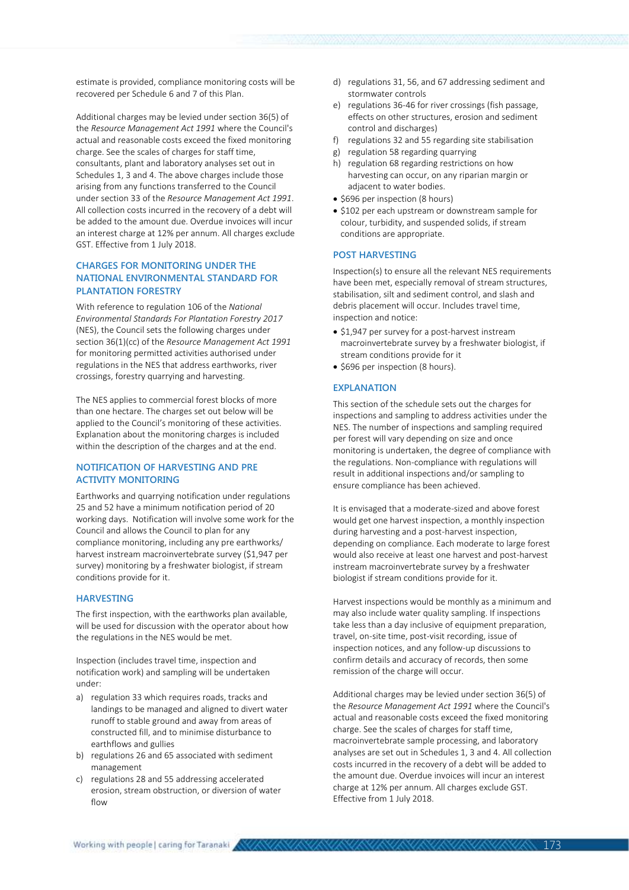estimate is provided, compliance monitoring costs will be recovered per Schedule 6 and 7 of this Plan.

Additional charges may be levied under section 36(5) of the *Resource Management Act 1991* where the Council's actual and reasonable costs exceed the fixed monitoring charge. See the scales of charges for staff time, consultants, plant and laboratory analyses set out in Schedules 1, 3 and 4. The above charges include those arising from any functions transferred to the Council under section 33 of the *Resource Management Act 1991*. All collection costs incurred in the recovery of a debt will be added to the amount due. Overdue invoices will incur an interest charge at 12% per annum. All charges exclude GST. Effective from 1 July 2018.

## CHARGES FOR MONITORING UNDER THE NATIONAL ENVIRONMENTAL STANDARD FOR PLANTATION FORESTRY

With reference to regulation 106 of the *National Environmental Standards For Plantation Forestry 2017* (NES), the Council sets the following charges under section 36(1)(cc) of the *Resource Management Act 1991* for monitoring permitted activities authorised under regulations in the NES that address earthworks, river crossings, forestry quarrying and harvesting.

The NES applies to commercial forest blocks of more than one hectare. The charges set out below will be applied to the Council's monitoring of these activities. Explanation about the monitoring charges is included within the description of the charges and at the end.

## NOTIFICATION OF HARVESTING AND PRE ACTIVITY MONITORING

Earthworks and quarrying notification under regulations 25 and 52 have a minimum notification period of 20 working days. Notification will involve some work for the Council and allows the Council to plan for any compliance monitoring, including any pre earthworks/ harvest instream macroinvertebrate survey ($1,947 per survey) monitoring by a freshwater biologist, if stream conditions provide for it.

## HARVESTING

The first inspection, with the earthworks plan available, will be used for discussion with the operator about how the regulations in the NES would be met.

Inspection (includes travel time, inspection and notification work) and sampling will be undertaken under:

a) regulation 33 which requires roads, tracks and landings to be managed and aligned to divert water runoff to stable ground and away from areas of constructed fill, and to minimise disturbance to earthflows and gullies
b) regulations 26 and 65 associated with sediment management
c) regulations 28 and 55 addressing accelerated erosion, stream obstruction, or diversion of water flow
d) regulations 31, 56, and 67 addressing sediment and stormwater controls
e) regulations 36-46 for river crossings (fish passage, effects on other structures, erosion and sediment control and discharges)
f) regulations 32 and 55 regarding site stabilisation
g) regulation 58 regarding quarrying
h) regulation 68 regarding restrictions on how harvesting can occur, on any riparian margin or adjacent to water bodies.

- $696 per inspection (8 hours)
- $102 per each upstream or downstream sample for colour, turbidity, and suspended solids, if stream conditions are appropriate.

## POST HARVESTING

Inspection(s) to ensure all the relevant NES requirements have been met, especially removal of stream structures, stabilisation, silt and sediment control, and slash and debris placement will occur. Includes travel time, inspection and notice:

- $1,947 per survey for a post-harvest instream macroinvertebrate survey by a freshwater biologist, if stream conditions provide for it
- $696 per inspection (8 hours).

## EXPLANATION

This section of the schedule sets out the charges for inspections and sampling to address activities under the NES. The number of inspections and sampling required per forest will vary depending on size and once monitoring is undertaken, the degree of compliance with the regulations. Non-compliance with regulations will result in additional inspections and/or sampling to ensure compliance has been achieved.

It is envisaged that a moderate-sized and above forest would get one harvest inspection, a monthly inspection during harvesting and a post-harvest inspection, depending on compliance. Each moderate to large forest would also receive at least one harvest and post-harvest instream macroinvertebrate survey by a freshwater biologist if stream conditions provide for it.

Harvest inspections would be monthly as a minimum and may also include water quality sampling. If inspections take less than a day inclusive of equipment preparation, travel, on-site time, post-visit recording, issue of inspection notices, and any follow-up discussions to confirm details and accuracy of records, then some remission of the charge will occur.

Additional charges may be levied under section 36(5) of the *Resource Management Act 1991* where the Council's actual and reasonable costs exceed the fixed monitoring charge. See the scales of charges for staff time, macroinvertebrate sample processing, and laboratory analyses are set out in Schedules 1, 3 and 4. All collection costs incurred in the recovery of a debt will be added to the amount due. Overdue invoices will incur an interest charge at 12% per annum. All charges exclude GST. Effective from 1 July 2018.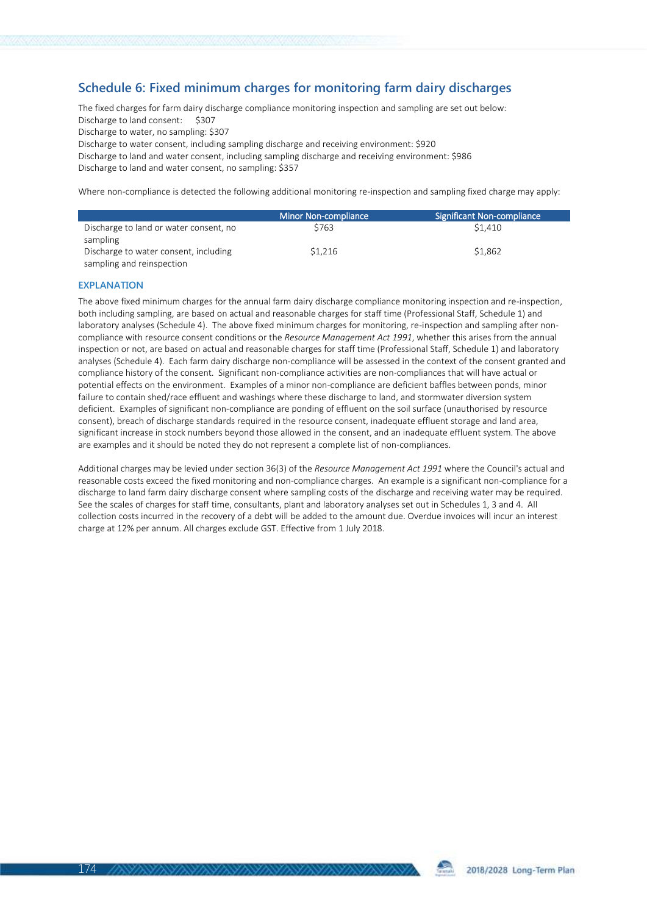## Schedule 6: Fixed minimum charges for monitoring farm dairy discharges

The fixed charges for farm dairy discharge compliance monitoring inspection and sampling are set out below:
Discharge to land consent: $307
Discharge to water, no sampling: $307
Discharge to water consent, including sampling discharge and receiving environment: $920
Discharge to land and water consent, including sampling discharge and receiving environment: $986
Discharge to land and water consent, no sampling: $357

Where non-compliance is detected the following additional monitoring re-inspection and sampling fixed charge may apply:

| | Minor Non-compliance | Significant Non-compliance |
|---|---|---|
| Discharge to land or water consent, no sampling | $763 | $1,410 |
| Discharge to water consent, including sampling and reinspection | $1,216 | $1,862 |

### EXPLANATION

The above fixed minimum charges for the annual farm dairy discharge compliance monitoring inspection and re-inspection, both including sampling, are based on actual and reasonable charges for staff time (Professional Staff, Schedule 1) and laboratory analyses (Schedule 4). The above fixed minimum charges for monitoring, re-inspection and sampling after non-compliance with resource consent conditions or the *Resource Management Act 1991*, whether this arises from the annual inspection or not, are based on actual and reasonable charges for staff time (Professional Staff, Schedule 1) and laboratory analyses (Schedule 4). Each farm dairy discharge non-compliance will be assessed in the context of the consent granted and compliance history of the consent. Significant non-compliance activities are non-compliances that will have actual or potential effects on the environment. Examples of a minor non-compliance are deficient baffles between ponds, minor failure to contain shed/race effluent and washings where these discharge to land, and stormwater diversion system deficient. Examples of significant non-compliance are ponding of effluent on the soil surface (unauthorised by resource consent), breach of discharge standards required in the resource consent, inadequate effluent storage and land area, significant increase in stock numbers beyond those allowed in the consent, and an inadequate effluent system. The above are examples and it should be noted they do not represent a complete list of non-compliances.

Additional charges may be levied under section 36(3) of the *Resource Management Act 1991* where the Council's actual and reasonable costs exceed the fixed monitoring and non-compliance charges. An example is a significant non-compliance for a discharge to land farm dairy discharge consent where sampling costs of the discharge and receiving water may be required. See the scales of charges for staff time, consultants, plant and laboratory analyses set out in Schedules 1, 3 and 4. All collection costs incurred in the recovery of a debt will be added to the amount due. Overdue invoices will incur an interest charge at 12% per annum. All charges exclude GST. Effective from 1 July 2018.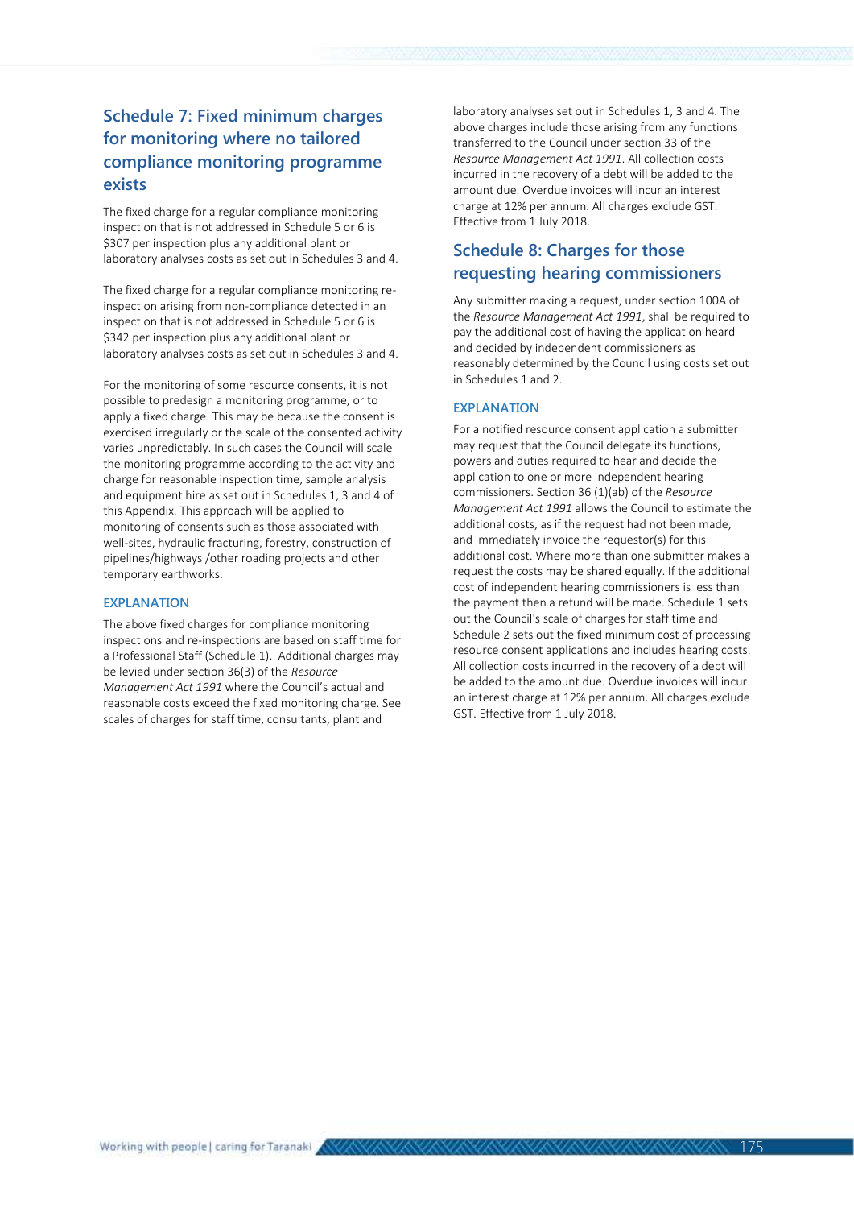## Schedule 7: Fixed minimum charges for monitoring where no tailored compliance monitoring programme exists

The fixed charge for a regular compliance monitoring inspection that is not addressed in Schedule 5 or 6 is $307 per inspection plus any additional plant or laboratory analyses costs as set out in Schedules 3 and 4.

The fixed charge for a regular compliance monitoring re-inspection arising from non-compliance detected in an inspection that is not addressed in Schedule 5 or 6 is $342 per inspection plus any additional plant or laboratory analyses costs as set out in Schedules 3 and 4.

For the monitoring of some resource consents, it is not possible to predesign a monitoring programme, or to apply a fixed charge. This may be because the consent is exercised irregularly or the scale of the consented activity varies unpredictably. In such cases the Council will scale the monitoring programme according to the activity and charge for reasonable inspection time, sample analysis and equipment hire as set out in Schedules 1, 3 and 4 of this Appendix. This approach will be applied to monitoring of consents such as those associated with well-sites, hydraulic fracturing, forestry, construction of pipelines/highways /other roading projects and other temporary earthworks.

### EXPLANATION

The above fixed charges for compliance monitoring inspections and re-inspections are based on staff time for a Professional Staff (Schedule 1). Additional charges may be levied under section 36(3) of the *Resource Management Act 1991* where the Council's actual and reasonable costs exceed the fixed monitoring charge. See scales of charges for staff time, consultants, plant and laboratory analyses set out in Schedules 1, 3 and 4. The above charges include those arising from any functions transferred to the Council under section 33 of the *Resource Management Act 1991*. All collection costs incurred in the recovery of a debt will be added to the amount due. Overdue invoices will incur an interest charge at 12% per annum. All charges exclude GST. Effective from 1 July 2018.

## Schedule 8: Charges for those requesting hearing commissioners

Any submitter making a request, under section 100A of the *Resource Management Act 1991*, shall be required to pay the additional cost of having the application heard and decided by independent commissioners as reasonably determined by the Council using costs set out in Schedules 1 and 2.

### EXPLANATION

For a notified resource consent application a submitter may request that the Council delegate its functions, powers and duties required to hear and decide the application to one or more independent hearing commissioners. Section 36 (1)(ab) of the *Resource Management Act 1991* allows the Council to estimate the additional costs, as if the request had not been made, and immediately invoice the requestor(s) for this additional cost. Where more than one submitter makes a request the costs may be shared equally. If the additional cost of independent hearing commissioners is less than the payment then a refund will be made. Schedule 1 sets out the Council's scale of charges for staff time and Schedule 2 sets out the fixed minimum cost of processing resource consent applications and includes hearing costs. All collection costs incurred in the recovery of a debt will be added to the amount due. Overdue invoices will incur an interest charge at 12% per annum. All charges exclude GST. Effective from 1 July 2018.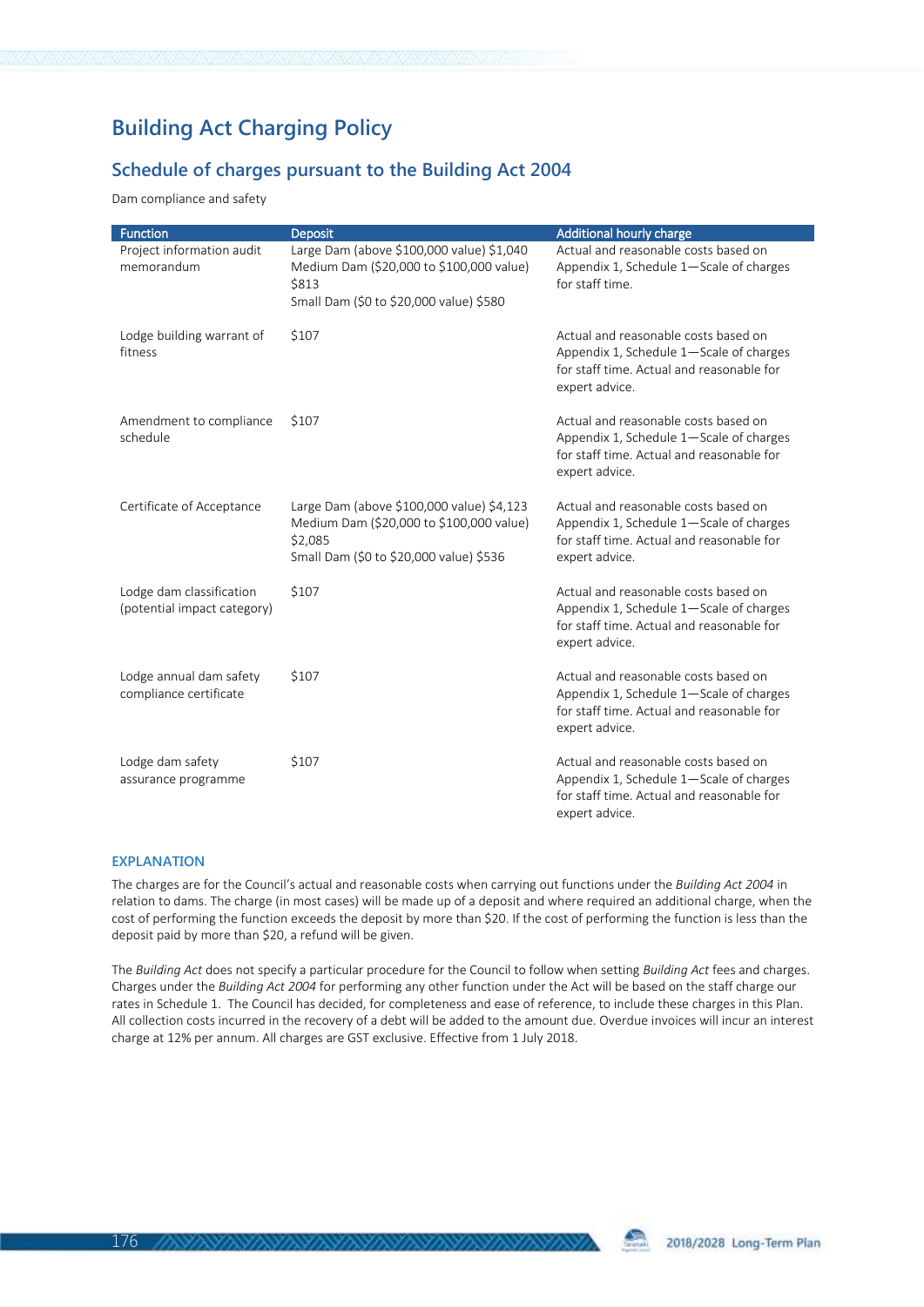# Building Act Charging Policy

## Schedule of charges pursuant to the Building Act 2004

Dam compliance and safety

| Function | Deposit | Additional hourly charge |
|---|---|---|
| Project information audit memorandum | Large Dam (above $100,000 value) $1,040<br>Medium Dam ($20,000 to $100,000 value) $813<br>Small Dam ($0 to $20,000 value) $580 | Actual and reasonable costs based on Appendix 1, Schedule 1—Scale of charges for staff time. |
| Lodge building warrant of fitness | $107 | Actual and reasonable costs based on Appendix 1, Schedule 1—Scale of charges for staff time. Actual and reasonable for expert advice. |
| Amendment to compliance schedule | $107 | Actual and reasonable costs based on Appendix 1, Schedule 1—Scale of charges for staff time. Actual and reasonable for expert advice. |
| Certificate of Acceptance | Large Dam (above $100,000 value) $4,123<br>Medium Dam ($20,000 to $100,000 value) $2,085<br>Small Dam ($0 to $20,000 value) $536 | Actual and reasonable costs based on Appendix 1, Schedule 1—Scale of charges for staff time. Actual and reasonable for expert advice. |
| Lodge dam classification (potential impact category) | $107 | Actual and reasonable costs based on Appendix 1, Schedule 1—Scale of charges for staff time. Actual and reasonable for expert advice. |
| Lodge annual dam safety compliance certificate | $107 | Actual and reasonable costs based on Appendix 1, Schedule 1—Scale of charges for staff time. Actual and reasonable for expert advice. |
| Lodge dam safety assurance programme | $107 | Actual and reasonable costs based on Appendix 1, Schedule 1—Scale of charges for staff time. Actual and reasonable for expert advice. |

### EXPLANATION

The charges are for the Council's actual and reasonable costs when carrying out functions under the *Building Act 2004* in relation to dams. The charge (in most cases) will be made up of a deposit and where required an additional charge, when the cost of performing the function exceeds the deposit by more than $20. If the cost of performing the function is less than the deposit paid by more than $20, a refund will be given.

The *Building Act* does not specify a particular procedure for the Council to follow when setting *Building Act* fees and charges. Charges under the *Building Act 2004* for performing any other function under the Act will be based on the staff charge our rates in Schedule 1. The Council has decided, for completeness and ease of reference, to include these charges in this Plan. All collection costs incurred in the recovery of a debt will be added to the amount due. Overdue invoices will incur an interest charge at 12% per annum. All charges are GST exclusive. Effective from 1 July 2018.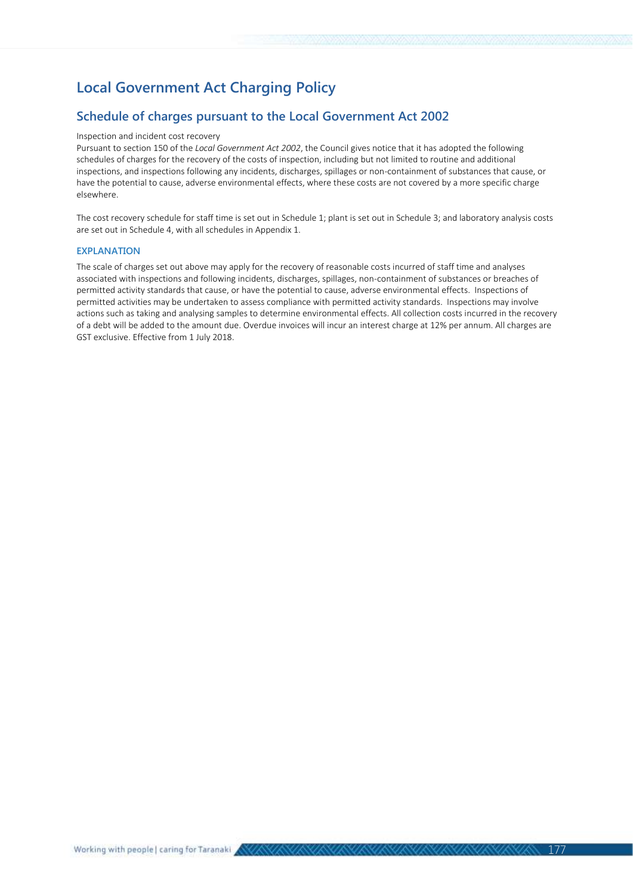# Local Government Act Charging Policy

## Schedule of charges pursuant to the Local Government Act 2002

Inspection and incident cost recovery

Pursuant to section 150 of the *Local Government Act 2002*, the Council gives notice that it has adopted the following schedules of charges for the recovery of the costs of inspection, including but not limited to routine and additional inspections, and inspections following any incidents, discharges, spillages or non-containment of substances that cause, or have the potential to cause, adverse environmental effects, where these costs are not covered by a more specific charge elsewhere.

The cost recovery schedule for staff time is set out in Schedule 1; plant is set out in Schedule 3; and laboratory analysis costs are set out in Schedule 4, with all schedules in Appendix 1.

### EXPLANATION

The scale of charges set out above may apply for the recovery of reasonable costs incurred of staff time and analyses associated with inspections and following incidents, discharges, spillages, non-containment of substances or breaches of permitted activity standards that cause, or have the potential to cause, adverse environmental effects. Inspections of permitted activities may be undertaken to assess compliance with permitted activity standards. Inspections may involve actions such as taking and analysing samples to determine environmental effects. All collection costs incurred in the recovery of a debt will be added to the amount due. Overdue invoices will incur an interest charge at 12% per annum. All charges are GST exclusive. Effective from 1 July 2018.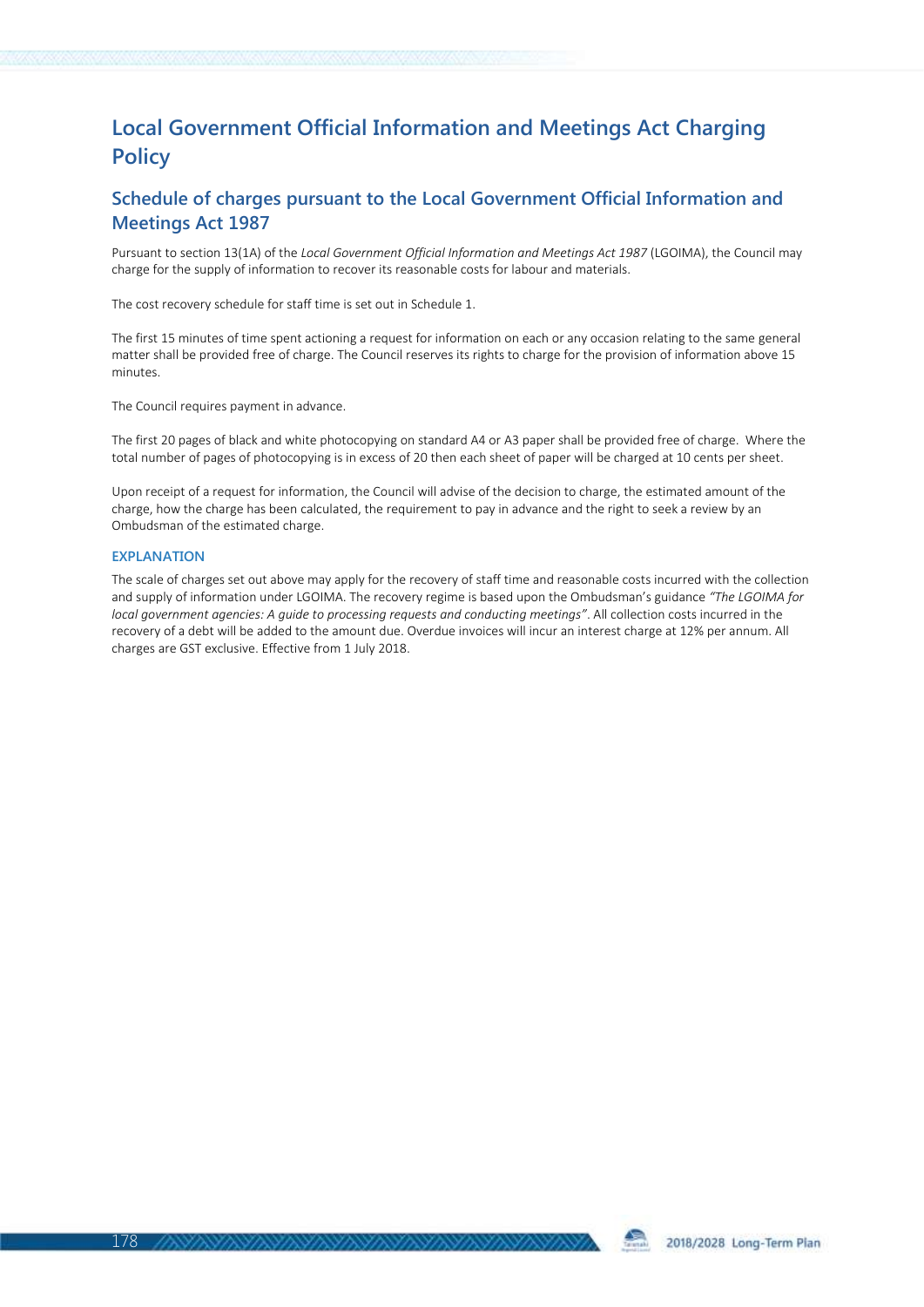# Local Government Official Information and Meetings Act Charging Policy

## Schedule of charges pursuant to the Local Government Official Information and Meetings Act 1987

Pursuant to section 13(1A) of the *Local Government Official Information and Meetings Act 1987* (LGOIMA), the Council may charge for the supply of information to recover its reasonable costs for labour and materials.

The cost recovery schedule for staff time is set out in Schedule 1.

The first 15 minutes of time spent actioning a request for information on each or any occasion relating to the same general matter shall be provided free of charge. The Council reserves its rights to charge for the provision of information above 15 minutes.

The Council requires payment in advance.

The first 20 pages of black and white photocopying on standard A4 or A3 paper shall be provided free of charge. Where the total number of pages of photocopying is in excess of 20 then each sheet of paper will be charged at 10 cents per sheet.

Upon receipt of a request for information, the Council will advise of the decision to charge, the estimated amount of the charge, how the charge has been calculated, the requirement to pay in advance and the right to seek a review by an Ombudsman of the estimated charge.

### EXPLANATION

The scale of charges set out above may apply for the recovery of staff time and reasonable costs incurred with the collection and supply of information under LGOIMA. The recovery regime is based upon the Ombudsman's guidance *"The LGOIMA for local government agencies: A guide to processing requests and conducting meetings"*. All collection costs incurred in the recovery of a debt will be added to the amount due. Overdue invoices will incur an interest charge at 12% per annum. All charges are GST exclusive. Effective from 1 July 2018.